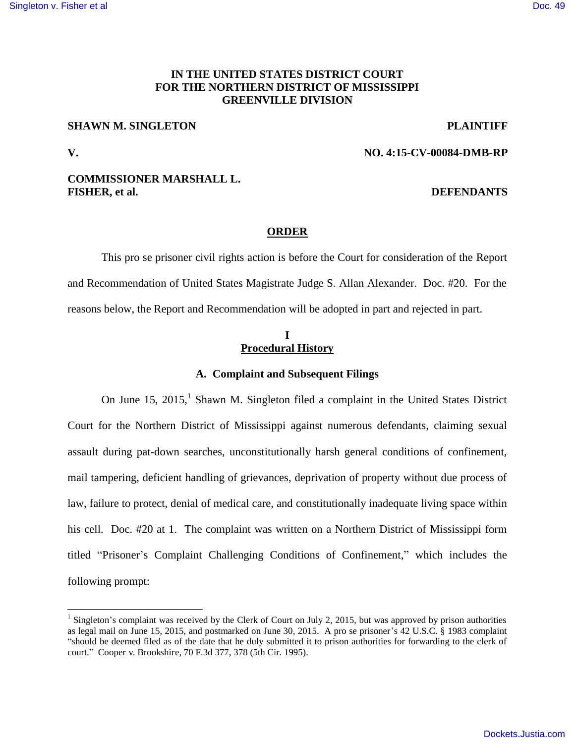**IN THE UNITED STATES DISTRICT COURT**
**FOR THE NORTHERN DISTRICT OF MISSISSIPPI**
**GREENVILLE DIVISION**

**SHAWN M. SINGLETON** **PLAINTIFF**

**V.** **NO. 4:15-CV-00084-DMB-RP**

**COMMISSIONER MARSHALL L. FISHER, et al.** **DEFENDANTS**

# ORDER

This pro se prisoner civil rights action is before the Court for consideration of the Report and Recommendation of United States Magistrate Judge S. Allan Alexander. Doc. #20. For the reasons below, the Report and Recommendation will be adopted in part and rejected in part.

## I
## Procedural History

### A. Complaint and Subsequent Filings

On June 15, 2015,[1] Shawn M. Singleton filed a complaint in the United States District Court for the Northern District of Mississippi against numerous defendants, claiming sexual assault during pat-down searches, unconstitutionally harsh general conditions of confinement, mail tampering, deficient handling of grievances, deprivation of property without due process of law, failure to protect, denial of medical care, and constitutionally inadequate living space within his cell. Doc. #20 at 1. The complaint was written on a Northern District of Mississippi form titled "Prisoner's Complaint Challenging Conditions of Confinement," which includes the following prompt:

---

[1] Singleton's complaint was received by the Clerk of Court on July 2, 2015, but was approved by prison authorities as legal mail on June 15, 2015, and postmarked on June 30, 2015. A pro se prisoner's 42 U.S.C. § 1983 complaint "should be deemed filed as of the date that he duly submitted it to prison authorities for forwarding to the clerk of court." Cooper v. Brookshire, 70 F.3d 377, 378 (5th Cir. 1995).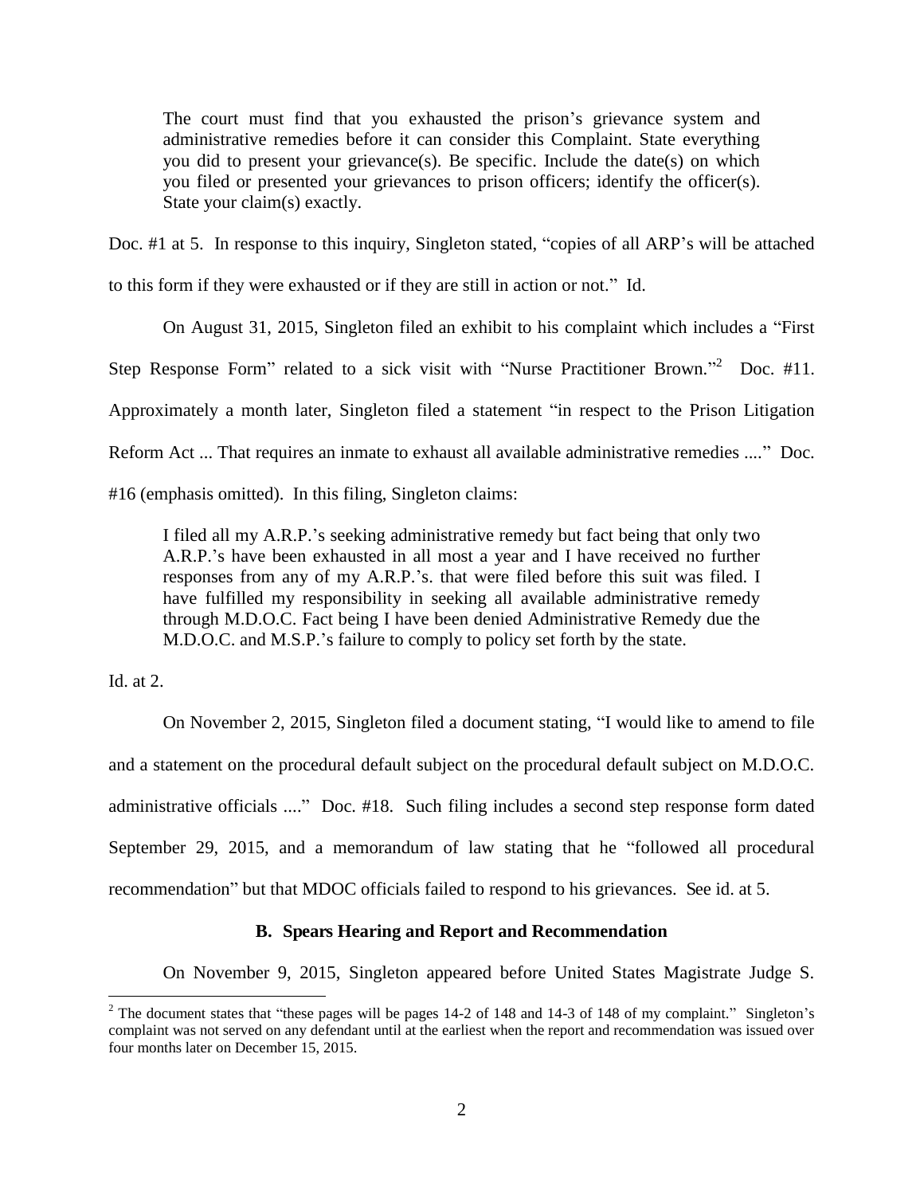> The court must find that you exhausted the prison's grievance system and administrative remedies before it can consider this Complaint. State everything you did to present your grievance(s). Be specific. Include the date(s) on which you filed or presented your grievances to prison officers; identify the officer(s). State your claim(s) exactly.

Doc. #1 at 5. In response to this inquiry, Singleton stated, "copies of all ARP's will be attached to this form if they were exhausted or if they are still in action or not." Id.

On August 31, 2015, Singleton filed an exhibit to his complaint which includes a "First Step Response Form" related to a sick visit with "Nurse Practitioner Brown."[2] Doc. #11. Approximately a month later, Singleton filed a statement "in respect to the Prison Litigation Reform Act ... That requires an inmate to exhaust all available administrative remedies ...." Doc. #16 (emphasis omitted). In this filing, Singleton claims:

> I filed all my A.R.P.'s seeking administrative remedy but fact being that only two A.R.P.'s have been exhausted in all most a year and I have received no further responses from any of my A.R.P.'s. that were filed before this suit was filed. I have fulfilled my responsibility in seeking all available administrative remedy through M.D.O.C. Fact being I have been denied Administrative Remedy due the M.D.O.C. and M.S.P.'s failure to comply to policy set forth by the state.

Id. at 2.

On November 2, 2015, Singleton filed a document stating, "I would like to amend to file and a statement on the procedural default subject on the procedural default subject on M.D.O.C. administrative officials ...." Doc. #18. Such filing includes a second step response form dated September 29, 2015, and a memorandum of law stating that he "followed all procedural recommendation" but that MDOC officials failed to respond to his grievances. See id. at 5.

### B. Spears Hearing and Report and Recommendation

On November 9, 2015, Singleton appeared before United States Magistrate Judge S.

[2] The document states that "these pages will be pages 14-2 of 148 and 14-3 of 148 of my complaint." Singleton's complaint was not served on any defendant until at the earliest when the report and recommendation was issued over four months later on December 15, 2015.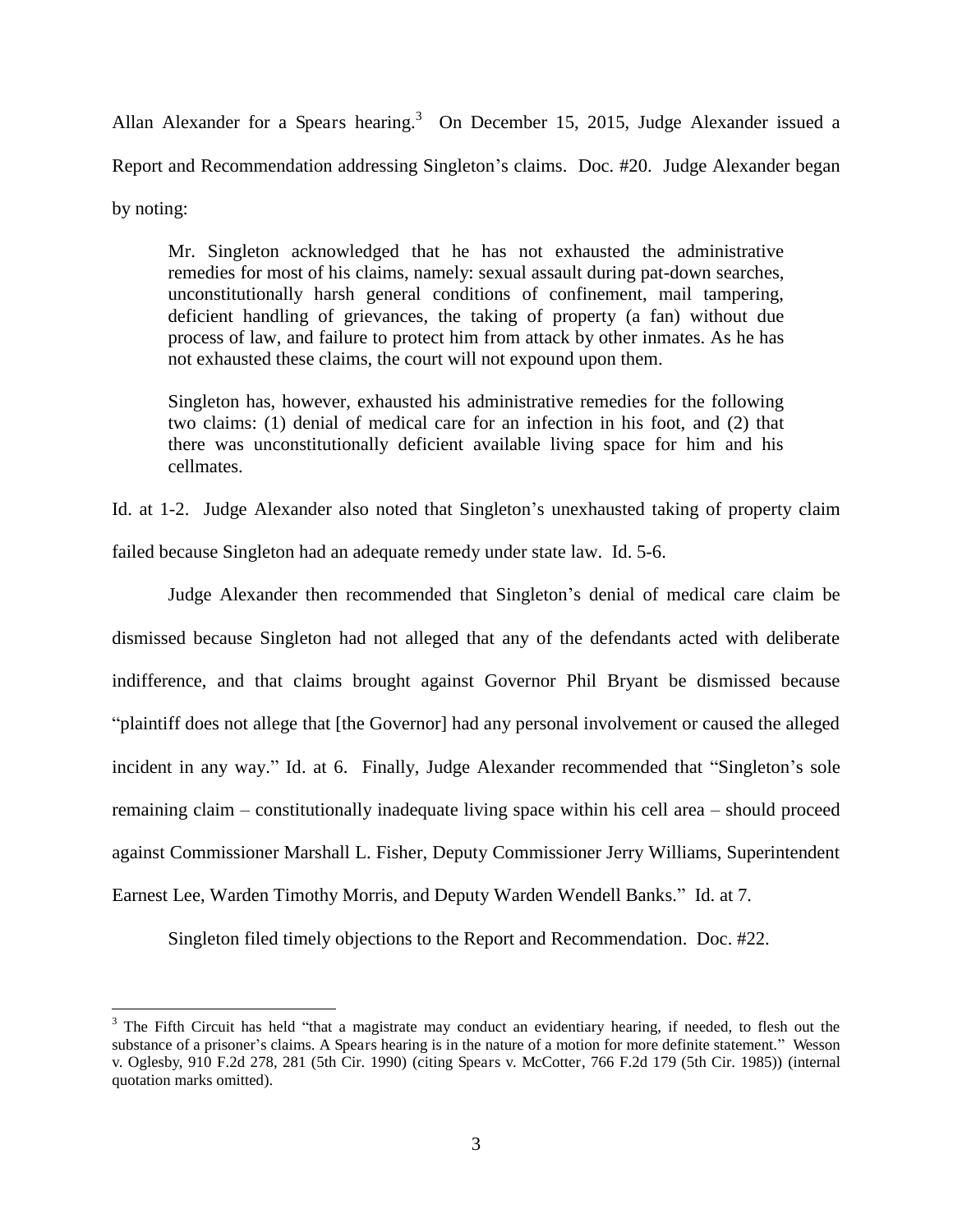Allan Alexander for a *Spears* hearing.[3] On December 15, 2015, Judge Alexander issued a Report and Recommendation addressing Singleton's claims. Doc. #20. Judge Alexander began by noting:

> Mr. Singleton acknowledged that he has not exhausted the administrative remedies for most of his claims, namely: sexual assault during pat-down searches, unconstitutionally harsh general conditions of confinement, mail tampering, deficient handling of grievances, the taking of property (a fan) without due process of law, and failure to protect him from attack by other inmates. As he has not exhausted these claims, the court will not expound upon them.
>
> Singleton has, however, exhausted his administrative remedies for the following two claims: (1) denial of medical care for an infection in his foot, and (2) that there was unconstitutionally deficient available living space for him and his cellmates.

Id. at 1-2. Judge Alexander also noted that Singleton's unexhausted taking of property claim failed because Singleton had an adequate remedy under state law. Id. 5-6.

Judge Alexander then recommended that Singleton's denial of medical care claim be dismissed because Singleton had not alleged that any of the defendants acted with deliberate indifference, and that claims brought against Governor Phil Bryant be dismissed because "plaintiff does not allege that [the Governor] had any personal involvement or caused the alleged incident in any way." Id. at 6. Finally, Judge Alexander recommended that "Singleton's sole remaining claim – constitutionally inadequate living space within his cell area – should proceed against Commissioner Marshall L. Fisher, Deputy Commissioner Jerry Williams, Superintendent Earnest Lee, Warden Timothy Morris, and Deputy Warden Wendell Banks." Id. at 7.

Singleton filed timely objections to the Report and Recommendation. Doc. #22.

---

[3] The Fifth Circuit has held "that a magistrate may conduct an evidentiary hearing, if needed, to flesh out the substance of a prisoner's claims. A *Spears* hearing is in the nature of a motion for more definite statement." Wesson v. Oglesby, 910 F.2d 278, 281 (5th Cir. 1990) (citing *Spears v. McCotter*, 766 F.2d 179 (5th Cir. 1985)) (internal quotation marks omitted).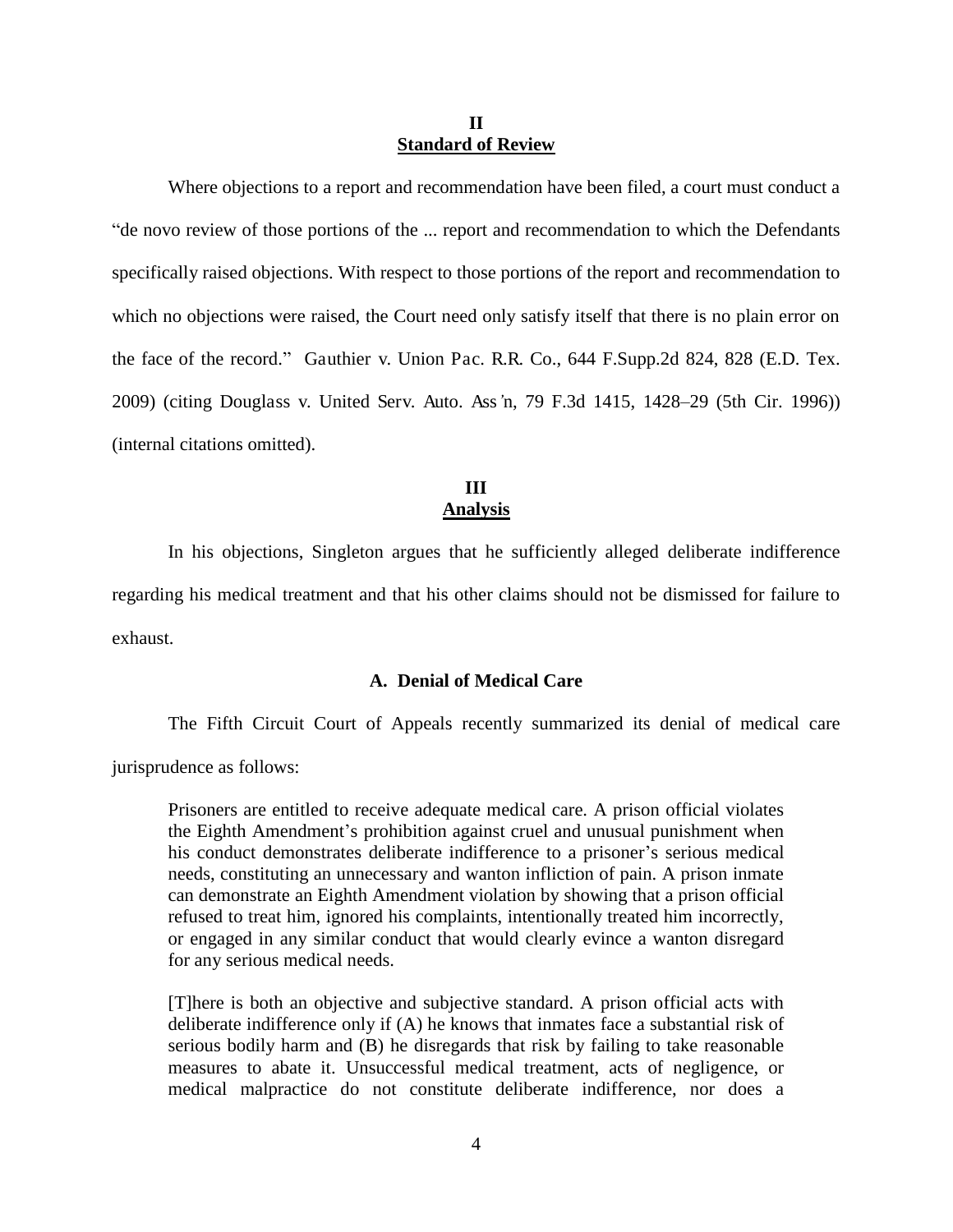## II
## Standard of Review

Where objections to a report and recommendation have been filed, a court must conduct a "de novo review of those portions of the ... report and recommendation to which the Defendants specifically raised objections. With respect to those portions of the report and recommendation to which no objections were raised, the Court need only satisfy itself that there is no plain error on the face of the record." Gauthier v. Union Pac. R.R. Co., 644 F.Supp.2d 824, 828 (E.D. Tex. 2009) (citing Douglass v. United Serv. Auto. Ass'n, 79 F.3d 1415, 1428–29 (5th Cir. 1996)) (internal citations omitted).

## III
## Analysis

In his objections, Singleton argues that he sufficiently alleged deliberate indifference regarding his medical treatment and that his other claims should not be dismissed for failure to exhaust.

### A. Denial of Medical Care

The Fifth Circuit Court of Appeals recently summarized its denial of medical care jurisprudence as follows:

> Prisoners are entitled to receive adequate medical care. A prison official violates the Eighth Amendment's prohibition against cruel and unusual punishment when his conduct demonstrates deliberate indifference to a prisoner's serious medical needs, constituting an unnecessary and wanton infliction of pain. A prison inmate can demonstrate an Eighth Amendment violation by showing that a prison official refused to treat him, ignored his complaints, intentionally treated him incorrectly, or engaged in any similar conduct that would clearly evince a wanton disregard for any serious medical needs.
>
> [T]here is both an objective and subjective standard. A prison official acts with deliberate indifference only if (A) he knows that inmates face a substantial risk of serious bodily harm and (B) he disregards that risk by failing to take reasonable measures to abate it. Unsuccessful medical treatment, acts of negligence, or medical malpractice do not constitute deliberate indifference, nor does a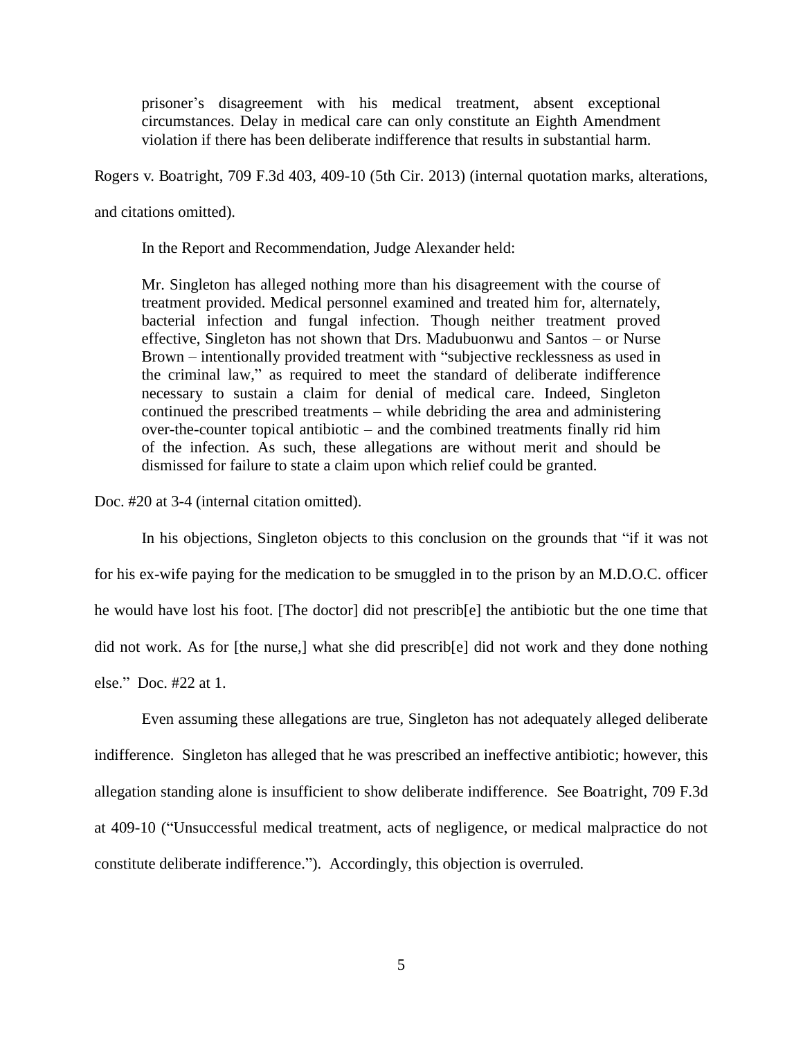> prisoner's disagreement with his medical treatment, absent exceptional circumstances. Delay in medical care can only constitute an Eighth Amendment violation if there has been deliberate indifference that results in substantial harm.

Rogers v. Boatright, 709 F.3d 403, 409-10 (5th Cir. 2013) (internal quotation marks, alterations, and citations omitted).

In the Report and Recommendation, Judge Alexander held:

> Mr. Singleton has alleged nothing more than his disagreement with the course of treatment provided. Medical personnel examined and treated him for, alternately, bacterial infection and fungal infection. Though neither treatment proved effective, Singleton has not shown that Drs. Madubuonwu and Santos – or Nurse Brown – intentionally provided treatment with "subjective recklessness as used in the criminal law," as required to meet the standard of deliberate indifference necessary to sustain a claim for denial of medical care. Indeed, Singleton continued the prescribed treatments – while debriding the area and administering over-the-counter topical antibiotic – and the combined treatments finally rid him of the infection. As such, these allegations are without merit and should be dismissed for failure to state a claim upon which relief could be granted.

Doc. #20 at 3-4 (internal citation omitted).

In his objections, Singleton objects to this conclusion on the grounds that "if it was not for his ex-wife paying for the medication to be smuggled in to the prison by an M.D.O.C. officer he would have lost his foot. [The doctor] did not prescrib[e] the antibiotic but the one time that did not work. As for [the nurse,] what she did prescrib[e] did not work and they done nothing else." Doc. #22 at 1.

Even assuming these allegations are true, Singleton has not adequately alleged deliberate indifference. Singleton has alleged that he was prescribed an ineffective antibiotic; however, this allegation standing alone is insufficient to show deliberate indifference. See Boatright, 709 F.3d at 409-10 ("Unsuccessful medical treatment, acts of negligence, or medical malpractice do not constitute deliberate indifference."). Accordingly, this objection is overruled.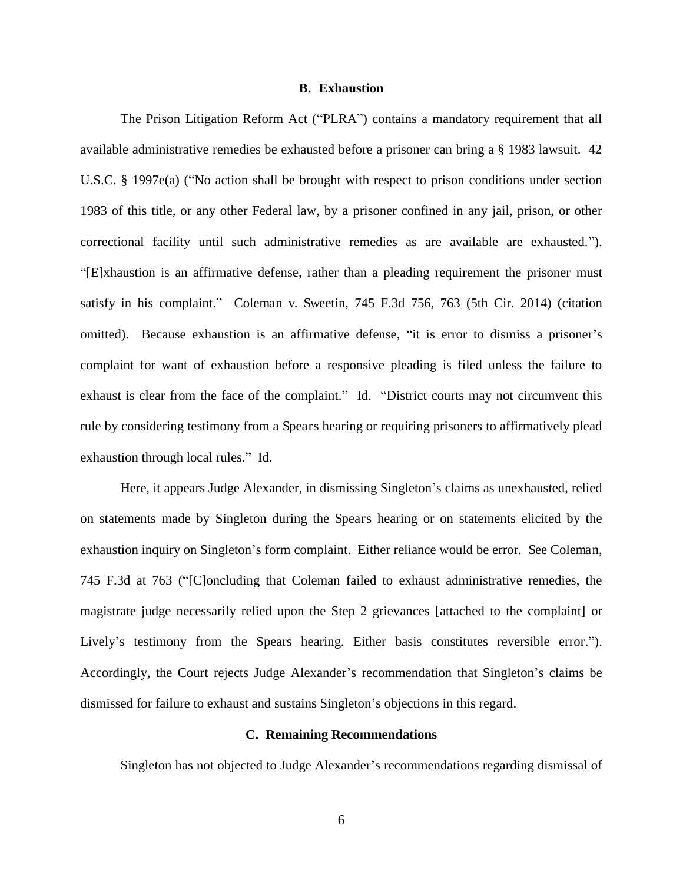### B. Exhaustion

The Prison Litigation Reform Act ("PLRA") contains a mandatory requirement that all available administrative remedies be exhausted before a prisoner can bring a § 1983 lawsuit. 42 U.S.C. § 1997e(a) ("No action shall be brought with respect to prison conditions under section 1983 of this title, or any other Federal law, by a prisoner confined in any jail, prison, or other correctional facility until such administrative remedies as are available are exhausted."). "[E]xhaustion is an affirmative defense, rather than a pleading requirement the prisoner must satisfy in his complaint." Coleman v. Sweetin, 745 F.3d 756, 763 (5th Cir. 2014) (citation omitted). Because exhaustion is an affirmative defense, "it is error to dismiss a prisoner's complaint for want of exhaustion before a responsive pleading is filed unless the failure to exhaust is clear from the face of the complaint." Id. "District courts may not circumvent this rule by considering testimony from a Spears hearing or requiring prisoners to affirmatively plead exhaustion through local rules." Id.

Here, it appears Judge Alexander, in dismissing Singleton's claims as unexhausted, relied on statements made by Singleton during the Spears hearing or on statements elicited by the exhaustion inquiry on Singleton's form complaint. Either reliance would be error. See Coleman, 745 F.3d at 763 ("[C]oncluding that Coleman failed to exhaust administrative remedies, the magistrate judge necessarily relied upon the Step 2 grievances [attached to the complaint] or Lively's testimony from the Spears hearing. Either basis constitutes reversible error."). Accordingly, the Court rejects Judge Alexander's recommendation that Singleton's claims be dismissed for failure to exhaust and sustains Singleton's objections in this regard.

### C. Remaining Recommendations

Singleton has not objected to Judge Alexander's recommendations regarding dismissal of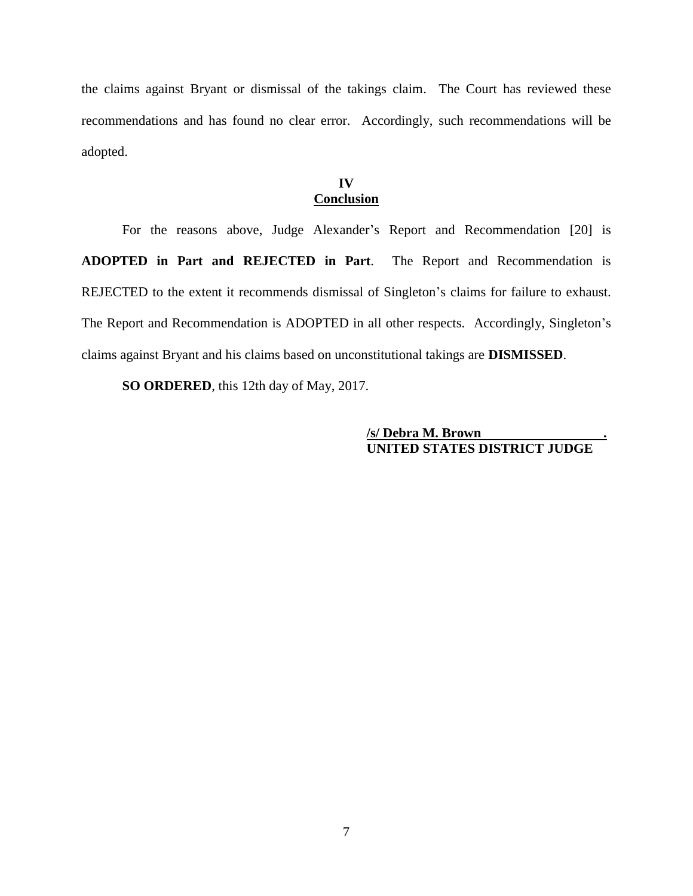the claims against Bryant or dismissal of the takings claim. The Court has reviewed these recommendations and has found no clear error. Accordingly, such recommendations will be adopted.

## IV
## Conclusion

For the reasons above, Judge Alexander's Report and Recommendation [20] is **ADOPTED in Part and REJECTED in Part**. The Report and Recommendation is REJECTED to the extent it recommends dismissal of Singleton's claims for failure to exhaust. The Report and Recommendation is ADOPTED in all other respects. Accordingly, Singleton's claims against Bryant and his claims based on unconstitutional takings are **DISMISSED**.

**SO ORDERED**, this 12th day of May, 2017.

**/s/ Debra M. Brown .**
**UNITED STATES DISTRICT JUDGE**